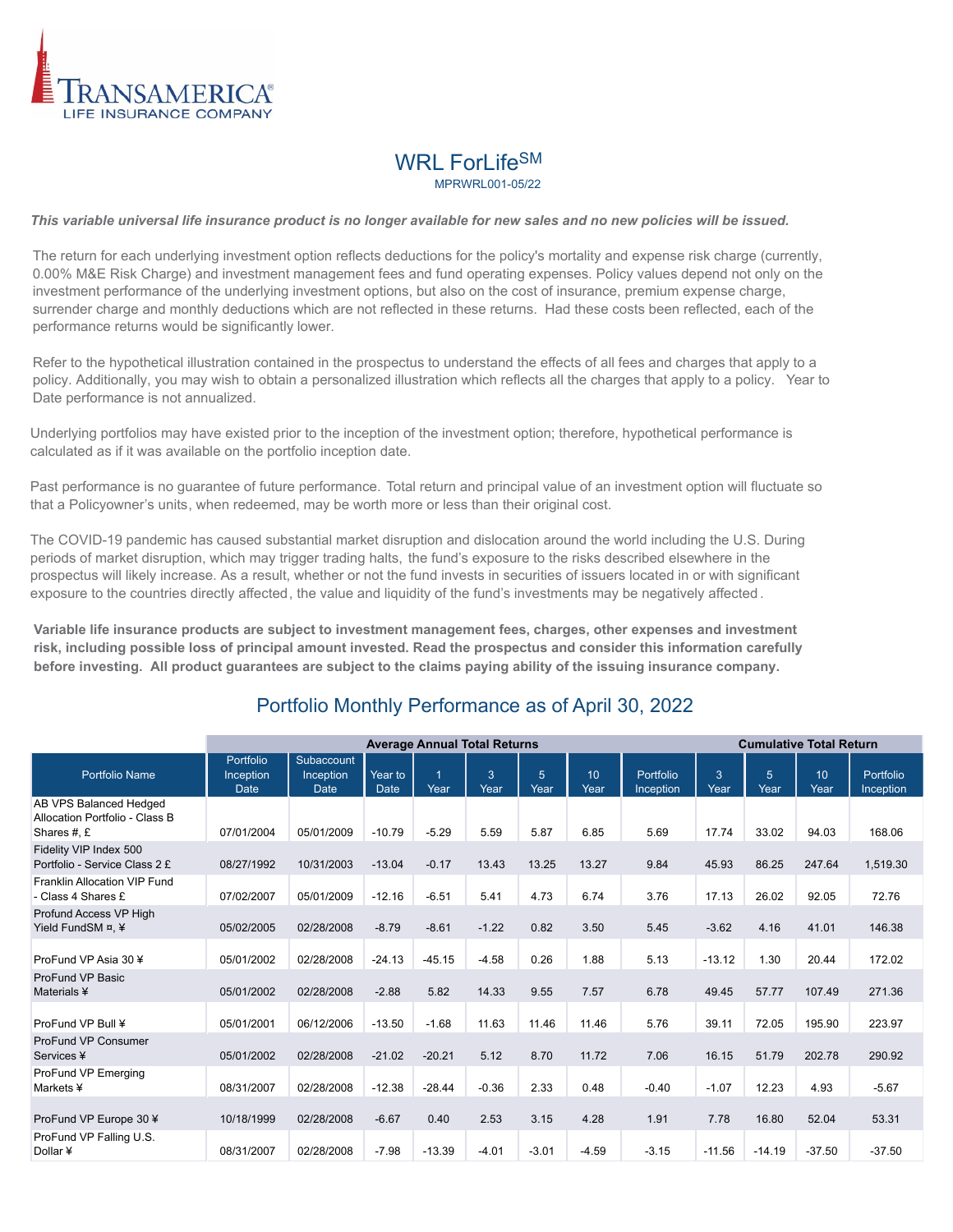TRANSAMERICA®
LIFE INSURANCE COMPANY

# WRL ForLife℠

MPRWRL001-05/22

***This variable universal life insurance product is no longer available for new sales and no new policies will be issued.***

The return for each underlying investment option reflects deductions for the policy's mortality and expense risk charge (currently, 0.00% M&E Risk Charge) and investment management fees and fund operating expenses. Policy values depend not only on the investment performance of the underlying investment options, but also on the cost of insurance, premium expense charge, surrender charge and monthly deductions which are not reflected in these returns. Had these costs been reflected, each of the performance returns would be significantly lower.

Refer to the hypothetical illustration contained in the prospectus to understand the effects of all fees and charges that apply to a policy. Additionally, you may wish to obtain a personalized illustration which reflects all the charges that apply to a policy. Year to Date performance is not annualized.

Underlying portfolios may have existed prior to the inception of the investment option; therefore, hypothetical performance is calculated as if it was available on the portfolio inception date.

Past performance is no guarantee of future performance. Total return and principal value of an investment option will fluctuate so that a Policyowner's units, when redeemed, may be worth more or less than their original cost.

The COVID-19 pandemic has caused substantial market disruption and dislocation around the world including the U.S. During periods of market disruption, which may trigger trading halts, the fund's exposure to the risks described elsewhere in the prospectus will likely increase. As a result, whether or not the fund invests in securities of issuers located in or with significant exposure to the countries directly affected, the value and liquidity of the fund's investments may be negatively affected.

**Variable life insurance products are subject to investment management fees, charges, other expenses and investment risk, including possible loss of principal amount invested. Read the prospectus and consider this information carefully before investing. All product guarantees are subject to the claims paying ability of the issuing insurance company.**

## Portfolio Monthly Performance as of April 30, 2022

| | Average Annual Total Returns | | | | | | | | Cumulative Total Return | | | |
|---|---|---|---|---|---|---|---|---|---|---|---|---|
| Portfolio Name | Portfolio Inception Date | Subaccount Inception Date | Year to Date | 1 Year | 3 Year | 5 Year | 10 Year | Portfolio Inception | 3 Year | 5 Year | 10 Year | Portfolio Inception |
| AB VPS Balanced Hedged Allocation Portfolio - Class B Shares #, £ | 07/01/2004 | 05/01/2009 | -10.79 | -5.29 | 5.59 | 5.87 | 6.85 | 5.69 | 17.74 | 33.02 | 94.03 | 168.06 |
| Fidelity VIP Index 500 Portfolio - Service Class 2 £ | 08/27/1992 | 10/31/2003 | -13.04 | -0.17 | 13.43 | 13.25 | 13.27 | 9.84 | 45.93 | 86.25 | 247.64 | 1,519.30 |
| Franklin Allocation VIP Fund - Class 4 Shares £ | 07/02/2007 | 05/01/2009 | -12.16 | -6.51 | 5.41 | 4.73 | 6.74 | 3.76 | 17.13 | 26.02 | 92.05 | 72.76 |
| Profund Access VP High Yield FundSM ¤, ¥ | 05/02/2005 | 02/28/2008 | -8.79 | -8.61 | -1.22 | 0.82 | 3.50 | 5.45 | -3.62 | 4.16 | 41.01 | 146.38 |
| ProFund VP Asia 30 ¥ | 05/01/2002 | 02/28/2008 | -24.13 | -45.15 | -4.58 | 0.26 | 1.88 | 5.13 | -13.12 | 1.30 | 20.44 | 172.02 |
| ProFund VP Basic Materials ¥ | 05/01/2002 | 02/28/2008 | -2.88 | 5.82 | 14.33 | 9.55 | 7.57 | 6.78 | 49.45 | 57.77 | 107.49 | 271.36 |
| ProFund VP Bull ¥ | 05/01/2001 | 06/12/2006 | -13.50 | -1.68 | 11.63 | 11.46 | 11.46 | 5.76 | 39.11 | 72.05 | 195.90 | 223.97 |
| ProFund VP Consumer Services ¥ | 05/01/2002 | 02/28/2008 | -21.02 | -20.21 | 5.12 | 8.70 | 11.72 | 7.06 | 16.15 | 51.79 | 202.78 | 290.92 |
| ProFund VP Emerging Markets ¥ | 08/31/2007 | 02/28/2008 | -12.38 | -28.44 | -0.36 | 2.33 | 0.48 | -0.40 | -1.07 | 12.23 | 4.93 | -5.67 |
| ProFund VP Europe 30 ¥ | 10/18/1999 | 02/28/2008 | -6.67 | 0.40 | 2.53 | 3.15 | 4.28 | 1.91 | 7.78 | 16.80 | 52.04 | 53.31 |
| ProFund VP Falling U.S. Dollar ¥ | 08/31/2007 | 02/28/2008 | -7.98 | -13.39 | -4.01 | -3.01 | -4.59 | -3.15 | -11.56 | -14.19 | -37.50 | -37.50 |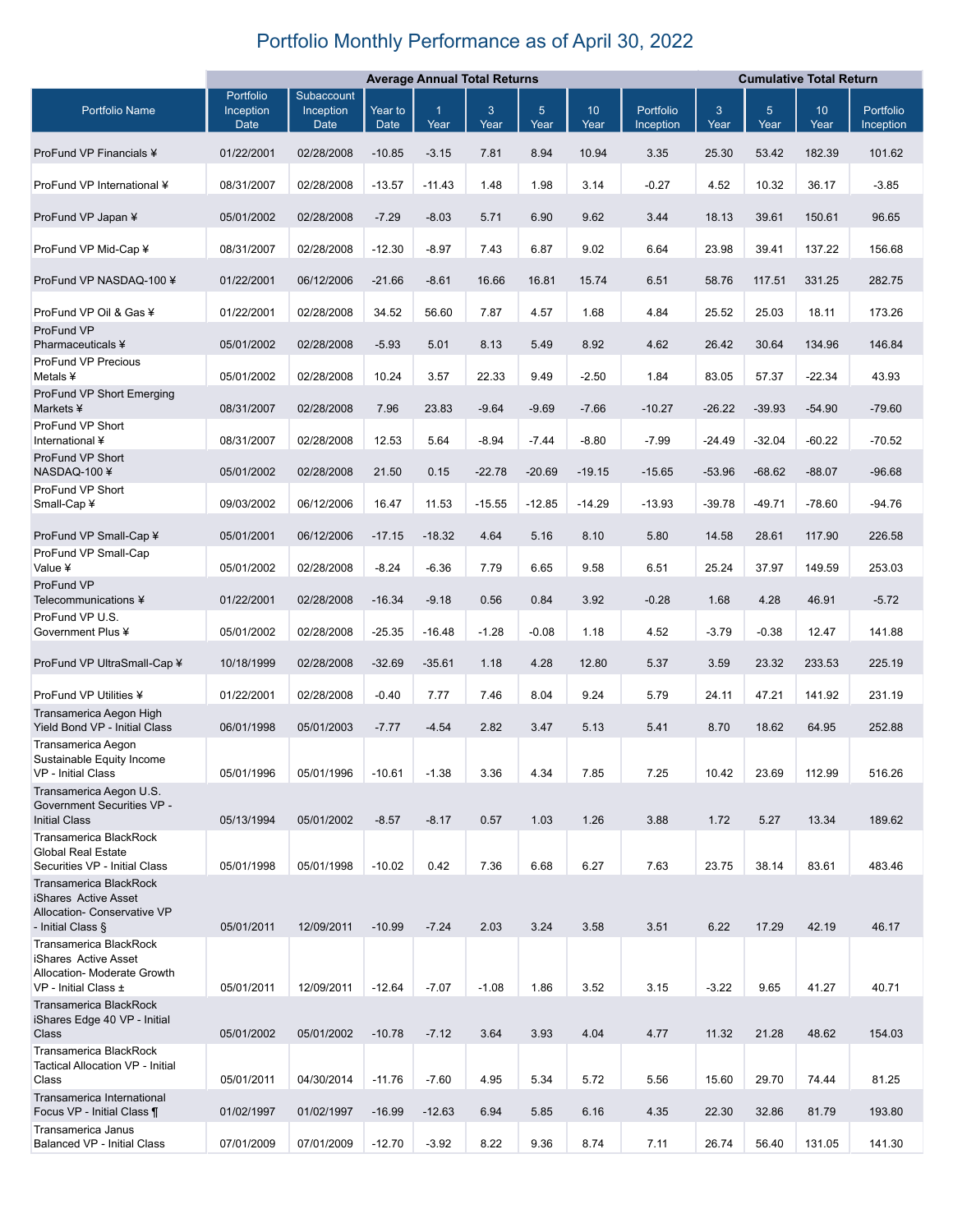# Portfolio Monthly Performance as of April 30, 2022

| | Average Annual Total Returns | | | | | | | | Cumulative Total Return | | | |
|---|---|---|---|---|---|---|---|---|---|---|---|---|
| Portfolio Name | Portfolio Inception Date | Subaccount Inception Date | Year to Date | 1 Year | 3 Year | 5 Year | 10 Year | Portfolio Inception | 3 Year | 5 Year | 10 Year | Portfolio Inception |
| ProFund VP Financials ¥ | 01/22/2001 | 02/28/2008 | -10.85 | -3.15 | 7.81 | 8.94 | 10.94 | 3.35 | 25.30 | 53.42 | 182.39 | 101.62 |
| ProFund VP International ¥ | 08/31/2007 | 02/28/2008 | -13.57 | -11.43 | 1.48 | 1.98 | 3.14 | -0.27 | 4.52 | 10.32 | 36.17 | -3.85 |
| ProFund VP Japan ¥ | 05/01/2002 | 02/28/2008 | -7.29 | -8.03 | 5.71 | 6.90 | 9.62 | 3.44 | 18.13 | 39.61 | 150.61 | 96.65 |
| ProFund VP Mid-Cap ¥ | 08/31/2007 | 02/28/2008 | -12.30 | -8.97 | 7.43 | 6.87 | 9.02 | 6.64 | 23.98 | 39.41 | 137.22 | 156.68 |
| ProFund VP NASDAQ-100 ¥ | 01/22/2001 | 06/12/2006 | -21.66 | -8.61 | 16.66 | 16.81 | 15.74 | 6.51 | 58.76 | 117.51 | 331.25 | 282.75 |
| ProFund VP Oil & Gas ¥ | 01/22/2001 | 02/28/2008 | 34.52 | 56.60 | 7.87 | 4.57 | 1.68 | 4.84 | 25.52 | 25.03 | 18.11 | 173.26 |
| ProFund VP Pharmaceuticals ¥ | 05/01/2002 | 02/28/2008 | -5.93 | 5.01 | 8.13 | 5.49 | 8.92 | 4.62 | 26.42 | 30.64 | 134.96 | 146.84 |
| ProFund VP Precious Metals ¥ | 05/01/2002 | 02/28/2008 | 10.24 | 3.57 | 22.33 | 9.49 | -2.50 | 1.84 | 83.05 | 57.37 | -22.34 | 43.93 |
| ProFund VP Short Emerging Markets ¥ | 08/31/2007 | 02/28/2008 | 7.96 | 23.83 | -9.64 | -9.69 | -7.66 | -10.27 | -26.22 | -39.93 | -54.90 | -79.60 |
| ProFund VP Short International ¥ | 08/31/2007 | 02/28/2008 | 12.53 | 5.64 | -8.94 | -7.44 | -8.80 | -7.99 | -24.49 | -32.04 | -60.22 | -70.52 |
| ProFund VP Short NASDAQ-100 ¥ | 05/01/2002 | 02/28/2008 | 21.50 | 0.15 | -22.78 | -20.69 | -19.15 | -15.65 | -53.96 | -68.62 | -88.07 | -96.68 |
| ProFund VP Short Small-Cap ¥ | 09/03/2002 | 06/12/2006 | 16.47 | 11.53 | -15.55 | -12.85 | -14.29 | -13.93 | -39.78 | -49.71 | -78.60 | -94.76 |
| ProFund VP Small-Cap ¥ | 05/01/2001 | 06/12/2006 | -17.15 | -18.32 | 4.64 | 5.16 | 8.10 | 5.80 | 14.58 | 28.61 | 117.90 | 226.58 |
| ProFund VP Small-Cap Value ¥ | 05/01/2002 | 02/28/2008 | -8.24 | -6.36 | 7.79 | 6.65 | 9.58 | 6.51 | 25.24 | 37.97 | 149.59 | 253.03 |
| ProFund VP Telecommunications ¥ | 01/22/2001 | 02/28/2008 | -16.34 | -9.18 | 0.56 | 0.84 | 3.92 | -0.28 | 1.68 | 4.28 | 46.91 | -5.72 |
| ProFund VP U.S. Government Plus ¥ | 05/01/2002 | 02/28/2008 | -25.35 | -16.48 | -1.28 | -0.08 | 1.18 | 4.52 | -3.79 | -0.38 | 12.47 | 141.88 |
| ProFund VP UltraSmall-Cap ¥ | 10/18/1999 | 02/28/2008 | -32.69 | -35.61 | 1.18 | 4.28 | 12.80 | 5.37 | 3.59 | 23.32 | 233.53 | 225.19 |
| ProFund VP Utilities ¥ | 01/22/2001 | 02/28/2008 | -0.40 | 7.77 | 7.46 | 8.04 | 9.24 | 5.79 | 24.11 | 47.21 | 141.92 | 231.19 |
| Transamerica Aegon High Yield Bond VP - Initial Class | 06/01/1998 | 05/01/2003 | -7.77 | -4.54 | 2.82 | 3.47 | 5.13 | 5.41 | 8.70 | 18.62 | 64.95 | 252.88 |
| Transamerica Aegon Sustainable Equity Income VP - Initial Class | 05/01/1996 | 05/01/1996 | -10.61 | -1.38 | 3.36 | 4.34 | 7.85 | 7.25 | 10.42 | 23.69 | 112.99 | 516.26 |
| Transamerica Aegon U.S. Government Securities VP - Initial Class | 05/13/1994 | 05/01/2002 | -8.57 | -8.17 | 0.57 | 1.03 | 1.26 | 3.88 | 1.72 | 5.27 | 13.34 | 189.62 |
| Transamerica BlackRock Global Real Estate Securities VP - Initial Class | 05/01/1998 | 05/01/1998 | -10.02 | 0.42 | 7.36 | 6.68 | 6.27 | 7.63 | 23.75 | 38.14 | 83.61 | 483.46 |
| Transamerica BlackRock iShares Active Asset Allocation- Conservative VP - Initial Class § | 05/01/2011 | 12/09/2011 | -10.99 | -7.24 | 2.03 | 3.24 | 3.58 | 3.51 | 6.22 | 17.29 | 42.19 | 46.17 |
| Transamerica BlackRock iShares Active Asset Allocation- Moderate Growth VP - Initial Class ± | 05/01/2011 | 12/09/2011 | -12.64 | -7.07 | -1.08 | 1.86 | 3.52 | 3.15 | -3.22 | 9.65 | 41.27 | 40.71 |
| Transamerica BlackRock iShares Edge 40 VP - Initial Class | 05/01/2002 | 05/01/2002 | -10.78 | -7.12 | 3.64 | 3.93 | 4.04 | 4.77 | 11.32 | 21.28 | 48.62 | 154.03 |
| Transamerica BlackRock Tactical Allocation VP - Initial Class | 05/01/2011 | 04/30/2014 | -11.76 | -7.60 | 4.95 | 5.34 | 5.72 | 5.56 | 15.60 | 29.70 | 74.44 | 81.25 |
| Transamerica International Focus VP - Initial Class ¶ | 01/02/1997 | 01/02/1997 | -16.99 | -12.63 | 6.94 | 5.85 | 6.16 | 4.35 | 22.30 | 32.86 | 81.79 | 193.80 |
| Transamerica Janus Balanced VP - Initial Class | 07/01/2009 | 07/01/2009 | -12.70 | -3.92 | 8.22 | 9.36 | 8.74 | 7.11 | 26.74 | 56.40 | 131.05 | 141.30 |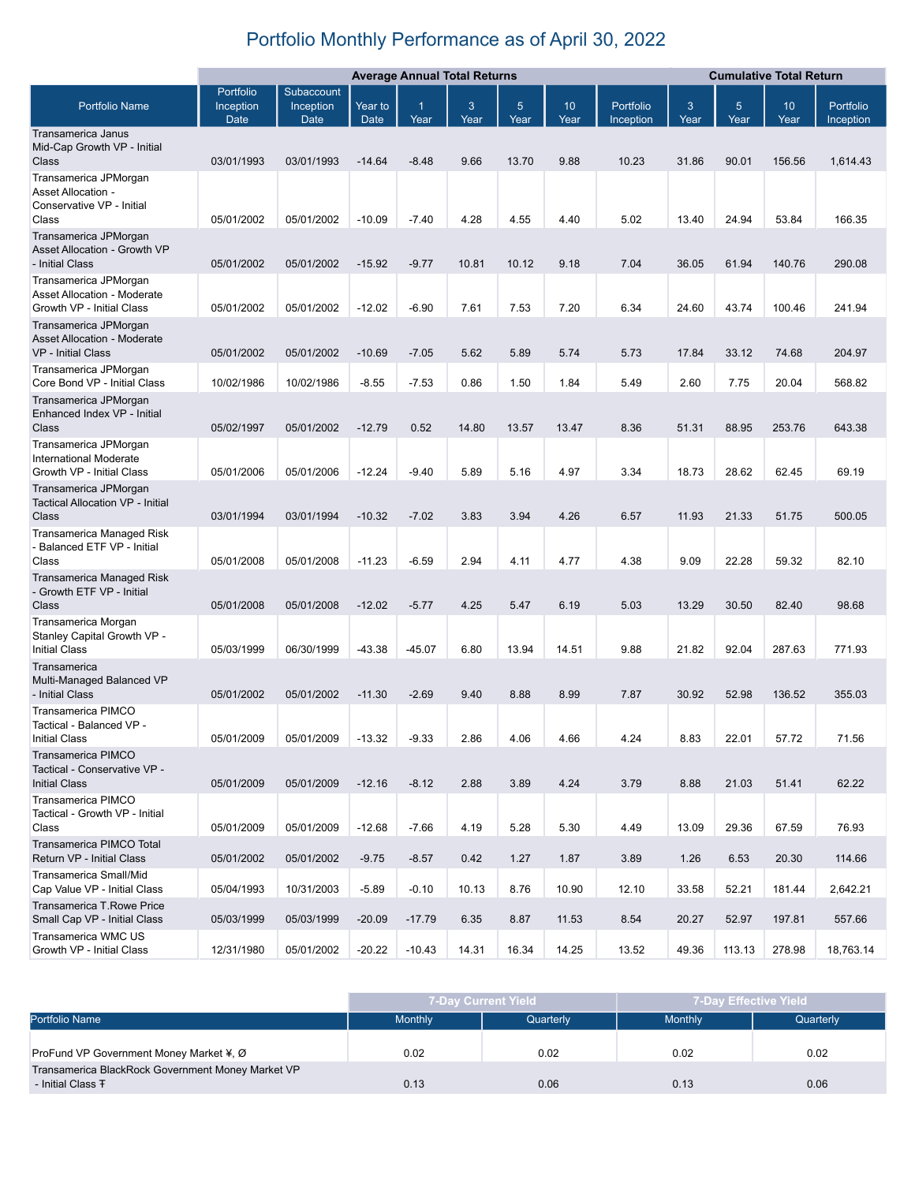# Portfolio Monthly Performance as of April 30, 2022

| Portfolio Name | Portfolio Inception Date | Subaccount Inception Date | Average Annual Total Returns | | | | | | Cumulative Total Return | | | |
|---|---|---|---|---|---|---|---|---|---|---|---|---|
| | | | Year to Date | 1 Year | 3 Year | 5 Year | 10 Year | Portfolio Inception | 3 Year | 5 Year | 10 Year | Portfolio Inception |
| Transamerica Janus Mid-Cap Growth VP - Initial Class | 03/01/1993 | 03/01/1993 | -14.64 | -8.48 | 9.66 | 13.70 | 9.88 | 10.23 | 31.86 | 90.01 | 156.56 | 1,614.43 |
| Transamerica JPMorgan Asset Allocation - Conservative VP - Initial Class | 05/01/2002 | 05/01/2002 | -10.09 | -7.40 | 4.28 | 4.55 | 4.40 | 5.02 | 13.40 | 24.94 | 53.84 | 166.35 |
| Transamerica JPMorgan Asset Allocation - Growth VP - Initial Class | 05/01/2002 | 05/01/2002 | -15.92 | -9.77 | 10.81 | 10.12 | 9.18 | 7.04 | 36.05 | 61.94 | 140.76 | 290.08 |
| Transamerica JPMorgan Asset Allocation - Moderate Growth VP - Initial Class | 05/01/2002 | 05/01/2002 | -12.02 | -6.90 | 7.61 | 7.53 | 7.20 | 6.34 | 24.60 | 43.74 | 100.46 | 241.94 |
| Transamerica JPMorgan Asset Allocation - Moderate VP - Initial Class | 05/01/2002 | 05/01/2002 | -10.69 | -7.05 | 5.62 | 5.89 | 5.74 | 5.73 | 17.84 | 33.12 | 74.68 | 204.97 |
| Transamerica JPMorgan Core Bond VP - Initial Class | 10/02/1986 | 10/02/1986 | -8.55 | -7.53 | 0.86 | 1.50 | 1.84 | 5.49 | 2.60 | 7.75 | 20.04 | 568.82 |
| Transamerica JPMorgan Enhanced Index VP - Initial Class | 05/02/1997 | 05/01/2002 | -12.79 | 0.52 | 14.80 | 13.57 | 13.47 | 8.36 | 51.31 | 88.95 | 253.76 | 643.38 |
| Transamerica JPMorgan International Moderate Growth VP - Initial Class | 05/01/2006 | 05/01/2006 | -12.24 | -9.40 | 5.89 | 5.16 | 4.97 | 3.34 | 18.73 | 28.62 | 62.45 | 69.19 |
| Transamerica JPMorgan Tactical Allocation VP - Initial Class | 03/01/1994 | 03/01/1994 | -10.32 | -7.02 | 3.83 | 3.94 | 4.26 | 6.57 | 11.93 | 21.33 | 51.75 | 500.05 |
| Transamerica Managed Risk - Balanced ETF VP - Initial Class | 05/01/2008 | 05/01/2008 | -11.23 | -6.59 | 2.94 | 4.11 | 4.77 | 4.38 | 9.09 | 22.28 | 59.32 | 82.10 |
| Transamerica Managed Risk - Growth ETF VP - Initial Class | 05/01/2008 | 05/01/2008 | -12.02 | -5.77 | 4.25 | 5.47 | 6.19 | 5.03 | 13.29 | 30.50 | 82.40 | 98.68 |
| Transamerica Morgan Stanley Capital Growth VP - Initial Class | 05/03/1999 | 06/30/1999 | -43.38 | -45.07 | 6.80 | 13.94 | 14.51 | 9.88 | 21.82 | 92.04 | 287.63 | 771.93 |
| Transamerica Multi-Managed Balanced VP - Initial Class | 05/01/2002 | 05/01/2002 | -11.30 | -2.69 | 9.40 | 8.88 | 8.99 | 7.87 | 30.92 | 52.98 | 136.52 | 355.03 |
| Transamerica PIMCO Tactical - Balanced VP - Initial Class | 05/01/2009 | 05/01/2009 | -13.32 | -9.33 | 2.86 | 4.06 | 4.66 | 4.24 | 8.83 | 22.01 | 57.72 | 71.56 |
| Transamerica PIMCO Tactical - Conservative VP - Initial Class | 05/01/2009 | 05/01/2009 | -12.16 | -8.12 | 2.88 | 3.89 | 4.24 | 3.79 | 8.88 | 21.03 | 51.41 | 62.22 |
| Transamerica PIMCO Tactical - Growth VP - Initial Class | 05/01/2009 | 05/01/2009 | -12.68 | -7.66 | 4.19 | 5.28 | 5.30 | 4.49 | 13.09 | 29.36 | 67.59 | 76.93 |
| Transamerica PIMCO Total Return VP - Initial Class | 05/01/2002 | 05/01/2002 | -9.75 | -8.57 | 0.42 | 1.27 | 1.87 | 3.89 | 1.26 | 6.53 | 20.30 | 114.66 |
| Transamerica Small/Mid Cap Value VP - Initial Class | 05/04/1993 | 10/31/2003 | -5.89 | -0.10 | 10.13 | 8.76 | 10.90 | 12.10 | 33.58 | 52.21 | 181.44 | 2,642.21 |
| Transamerica T.Rowe Price Small Cap VP - Initial Class | 05/03/1999 | 05/03/1999 | -20.09 | -17.79 | 6.35 | 8.87 | 11.53 | 8.54 | 20.27 | 52.97 | 197.81 | 557.66 |
| Transamerica WMC US Growth VP - Initial Class | 12/31/1980 | 05/01/2002 | -20.22 | -10.43 | 14.31 | 16.34 | 14.25 | 13.52 | 49.36 | 113.13 | 278.98 | 18,763.14 |

| Portfolio Name | 7-Day Current Yield | | 7-Day Effective Yield | |
|---|---|---|---|---|
| | Monthly | Quarterly | Monthly | Quarterly |
| ProFund VP Government Money Market ¥, Ø | 0.02 | 0.02 | 0.02 | 0.02 |
| Transamerica BlackRock Government Money Market VP - Initial Class Ŧ | 0.13 | 0.06 | 0.13 | 0.06 |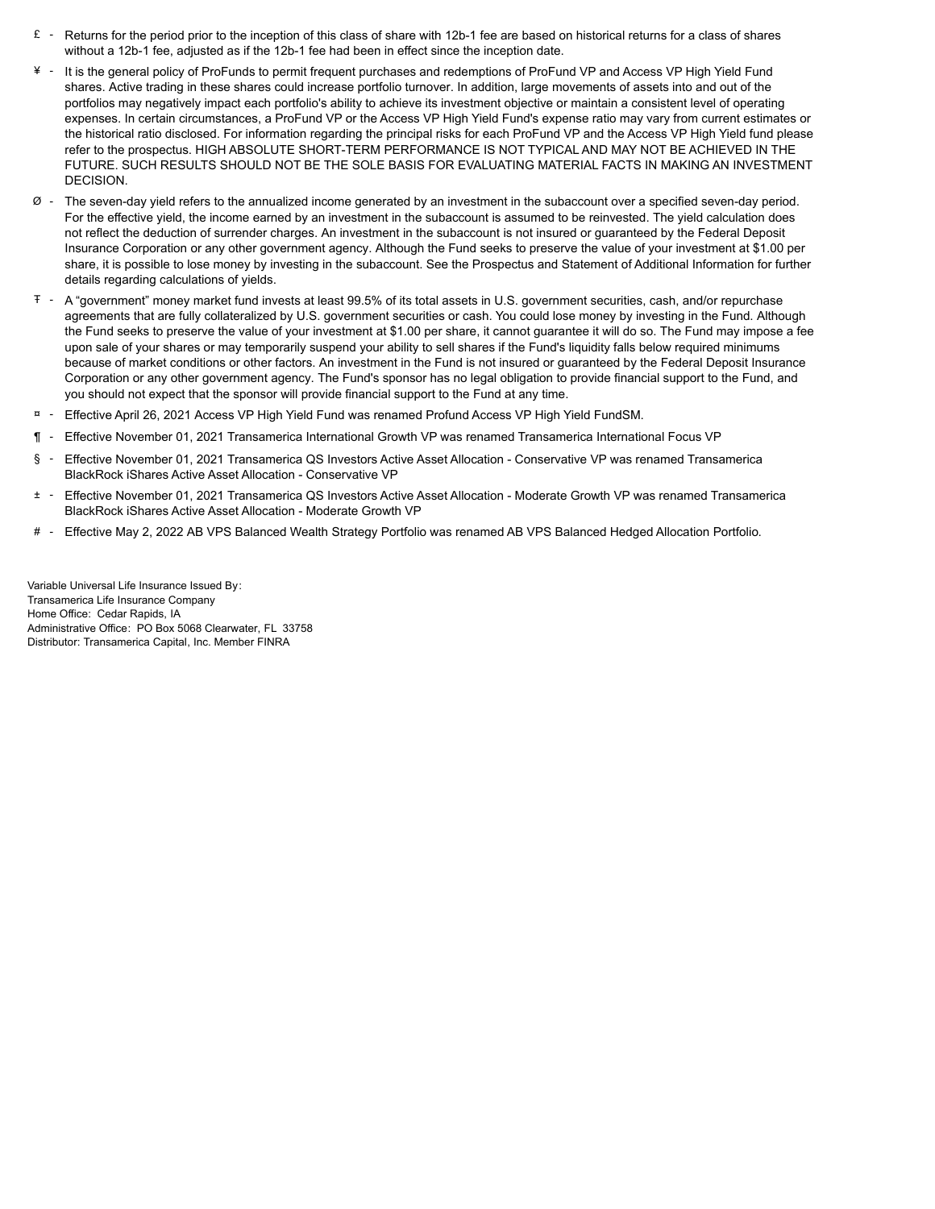£ - Returns for the period prior to the inception of this class of share with 12b-1 fee are based on historical returns for a class of shares without a 12b-1 fee, adjusted as if the 12b-1 fee had been in effect since the inception date.

¥ - It is the general policy of ProFunds to permit frequent purchases and redemptions of ProFund VP and Access VP High Yield Fund shares. Active trading in these shares could increase portfolio turnover. In addition, large movements of assets into and out of the portfolios may negatively impact each portfolio's ability to achieve its investment objective or maintain a consistent level of operating expenses. In certain circumstances, a ProFund VP or the Access VP High Yield Fund's expense ratio may vary from current estimates or the historical ratio disclosed. For information regarding the principal risks for each ProFund VP and the Access VP High Yield fund please refer to the prospectus. HIGH ABSOLUTE SHORT-TERM PERFORMANCE IS NOT TYPICAL AND MAY NOT BE ACHIEVED IN THE FUTURE. SUCH RESULTS SHOULD NOT BE THE SOLE BASIS FOR EVALUATING MATERIAL FACTS IN MAKING AN INVESTMENT DECISION.

Ø - The seven-day yield refers to the annualized income generated by an investment in the subaccount over a specified seven-day period. For the effective yield, the income earned by an investment in the subaccount is assumed to be reinvested. The yield calculation does not reflect the deduction of surrender charges. An investment in the subaccount is not insured or guaranteed by the Federal Deposit Insurance Corporation or any other government agency. Although the Fund seeks to preserve the value of your investment at $1.00 per share, it is possible to lose money by investing in the subaccount. See the Prospectus and Statement of Additional Information for further details regarding calculations of yields.

Ŧ - A "government" money market fund invests at least 99.5% of its total assets in U.S. government securities, cash, and/or repurchase agreements that are fully collateralized by U.S. government securities or cash. You could lose money by investing in the Fund. Although the Fund seeks to preserve the value of your investment at $1.00 per share, it cannot guarantee it will do so. The Fund may impose a fee upon sale of your shares or may temporarily suspend your ability to sell shares if the Fund's liquidity falls below required minimums because of market conditions or other factors. An investment in the Fund is not insured or guaranteed by the Federal Deposit Insurance Corporation or any other government agency. The Fund's sponsor has no legal obligation to provide financial support to the Fund, and you should not expect that the sponsor will provide financial support to the Fund at any time.

¤ - Effective April 26, 2021 Access VP High Yield Fund was renamed Profund Access VP High Yield FundSM.

¶ - Effective November 01, 2021 Transamerica International Growth VP was renamed Transamerica International Focus VP

§ - Effective November 01, 2021 Transamerica QS Investors Active Asset Allocation - Conservative VP was renamed Transamerica BlackRock iShares Active Asset Allocation - Conservative VP

± - Effective November 01, 2021 Transamerica QS Investors Active Asset Allocation - Moderate Growth VP was renamed Transamerica BlackRock iShares Active Asset Allocation - Moderate Growth VP

# - Effective May 2, 2022 AB VPS Balanced Wealth Strategy Portfolio was renamed AB VPS Balanced Hedged Allocation Portfolio.

Variable Universal Life Insurance Issued By:
Transamerica Life Insurance Company
Home Office: Cedar Rapids, IA
Administrative Office: PO Box 5068 Clearwater, FL 33758
Distributor: Transamerica Capital, Inc. Member FINRA